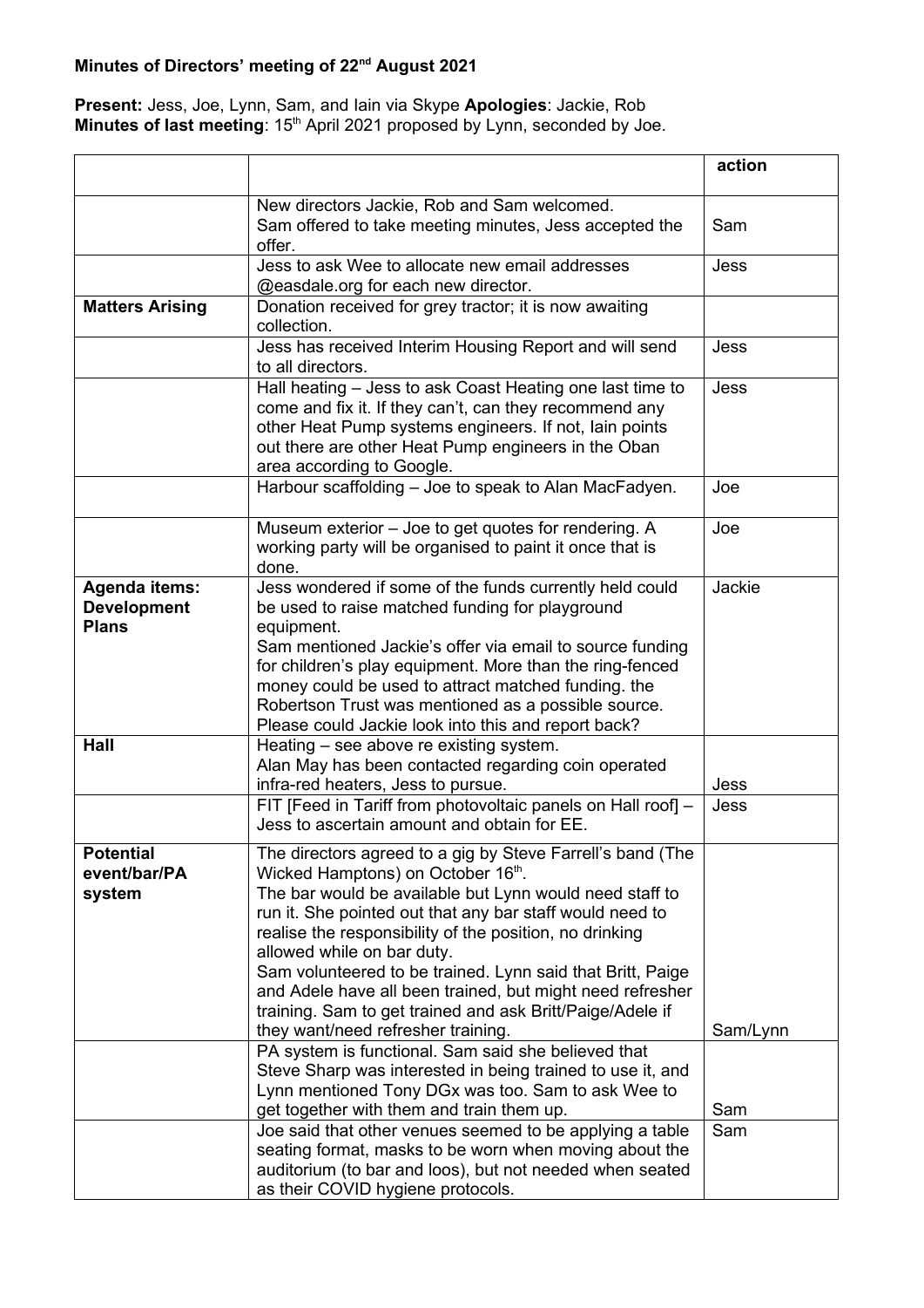**Minutes of Directors' meeting of 22nd August 2021**

**Present:** Jess, Joe, Lynn, Sam, and Iain via Skype **Apologies**: Jackie, Rob
**Minutes of last meeting**: 15th April 2021 proposed by Lynn, seconded by Joe.

| | | **action** |
|---|---|---|
| | New directors Jackie, Rob and Sam welcomed. Sam offered to take meeting minutes, Jess accepted the offer. | Sam |
| | Jess to ask Wee to allocate new email addresses @easdale.org for each new director. | Jess |
| **Matters Arising** | Donation received for grey tractor; it is now awaiting collection. | |
| | Jess has received Interim Housing Report and will send to all directors. | Jess |
| | Hall heating – Jess to ask Coast Heating one last time to come and fix it. If they can't, can they recommend any other Heat Pump systems engineers. If not, Iain points out there are other Heat Pump engineers in the Oban area according to Google. | Jess |
| | Harbour scaffolding – Joe to speak to Alan MacFadyen. | Joe |
| | Museum exterior – Joe to get quotes for rendering. A working party will be organised to paint it once that is done. | Joe |
| **Agenda items: Development Plans** | Jess wondered if some of the funds currently held could be used to raise matched funding for playground equipment. Sam mentioned Jackie's offer via email to source funding for children's play equipment. More than the ring-fenced money could be used to attract matched funding. the Robertson Trust was mentioned as a possible source. Please could Jackie look into this and report back? | Jackie |
| **Hall** | Heating – see above re existing system. Alan May has been contacted regarding coin operated infra-red heaters, Jess to pursue. | Jess |
| | FIT [Feed in Tariff from photovoltaic panels on Hall roof] – Jess to ascertain amount and obtain for EE. | Jess |
| **Potential event/bar/PA system** | The directors agreed to a gig by Steve Farrell's band (The Wicked Hamptons) on October 16th. The bar would be available but Lynn would need staff to run it. She pointed out that any bar staff would need to realise the responsibility of the position, no drinking allowed while on bar duty. Sam volunteered to be trained. Lynn said that Britt, Paige and Adele have all been trained, but might need refresher training. Sam to get trained and ask Britt/Paige/Adele if they want/need refresher training. | Sam/Lynn |
| | PA system is functional. Sam said she believed that Steve Sharp was interested in being trained to use it, and Lynn mentioned Tony DGx was too. Sam to ask Wee to get together with them and train them up. | Sam |
| | Joe said that other venues seemed to be applying a table seating format, masks to be worn when moving about the auditorium (to bar and loos), but not needed when seated as their COVID hygiene protocols. | Sam |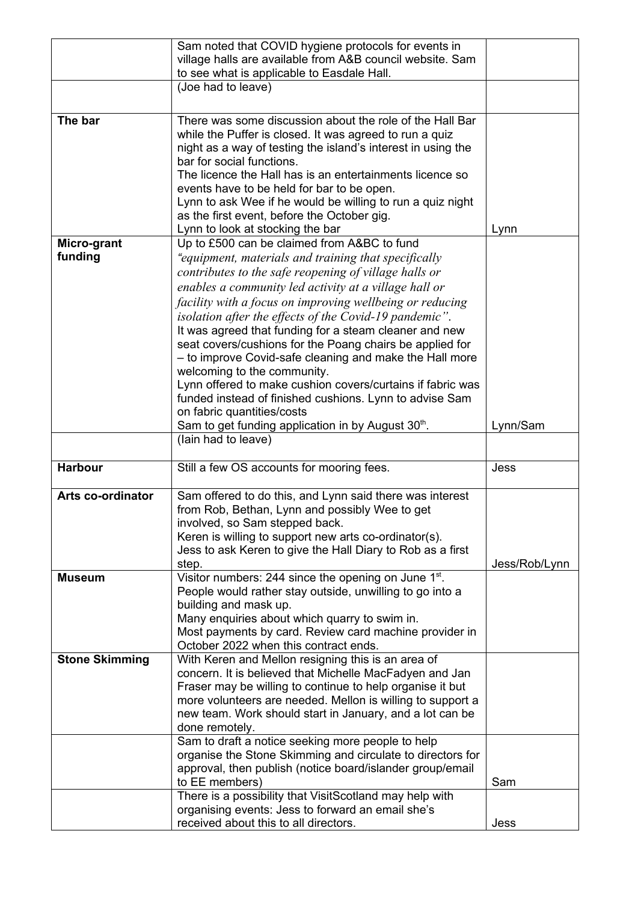| | | |
|---|---|---|
| | Sam noted that COVID hygiene protocols for events in village halls are available from A&B council website. Sam to see what is applicable to Easdale Hall. | |
| | (Joe had to leave) | |
| **The bar** | There was some discussion about the role of the Hall Bar while the Puffer is closed. It was agreed to run a quiz night as a way of testing the island's interest in using the bar for social functions.<br>The licence the Hall has is an entertainments licence so events have to be held for bar to be open.<br>Lynn to ask Wee if he would be willing to run a quiz night as the first event, before the October gig.<br>Lynn to look at stocking the bar | Lynn |
| **Micro-grant funding** | Up to £500 can be claimed from A&BC to fund *"equipment, materials and training that specifically contributes to the safe reopening of village halls or enables a community led activity at a village hall or facility with a focus on improving wellbeing or reducing isolation after the effects of the Covid-19 pandemic"*.<br>It was agreed that funding for a steam cleaner and new seat covers/cushions for the Poang chairs be applied for – to improve Covid-safe cleaning and make the Hall more welcoming to the community.<br>Lynn offered to make cushion covers/curtains if fabric was funded instead of finished cushions. Lynn to advise Sam on fabric quantities/costs<br>Sam to get funding application in by August 30th. | Lynn/Sam |
| | (Iain had to leave) | |
| **Harbour** | Still a few OS accounts for mooring fees. | Jess |
| **Arts co-ordinator** | Sam offered to do this, and Lynn said there was interest from Rob, Bethan, Lynn and possibly Wee to get involved, so Sam stepped back.<br>Keren is willing to support new arts co-ordinator(s).<br>Jess to ask Keren to give the Hall Diary to Rob as a first step. | Jess/Rob/Lynn |
| **Museum** | Visitor numbers: 244 since the opening on June 1st.<br>People would rather stay outside, unwilling to go into a building and mask up.<br>Many enquiries about which quarry to swim in.<br>Most payments by card. Review card machine provider in October 2022 when this contract ends. | |
| **Stone Skimming** | With Keren and Mellon resigning this is an area of concern. It is believed that Michelle MacFadyen and Jan Fraser may be willing to continue to help organise it but more volunteers are needed. Mellon is willing to support a new team. Work should start in January, and a lot can be done remotely. | |
| | Sam to draft a notice seeking more people to help organise the Stone Skimming and circulate to directors for approval, then publish (notice board/islander group/email to EE members) | Sam |
| | There is a possibility that VisitScotland may help with organising events: Jess to forward an email she's received about this to all directors. | Jess |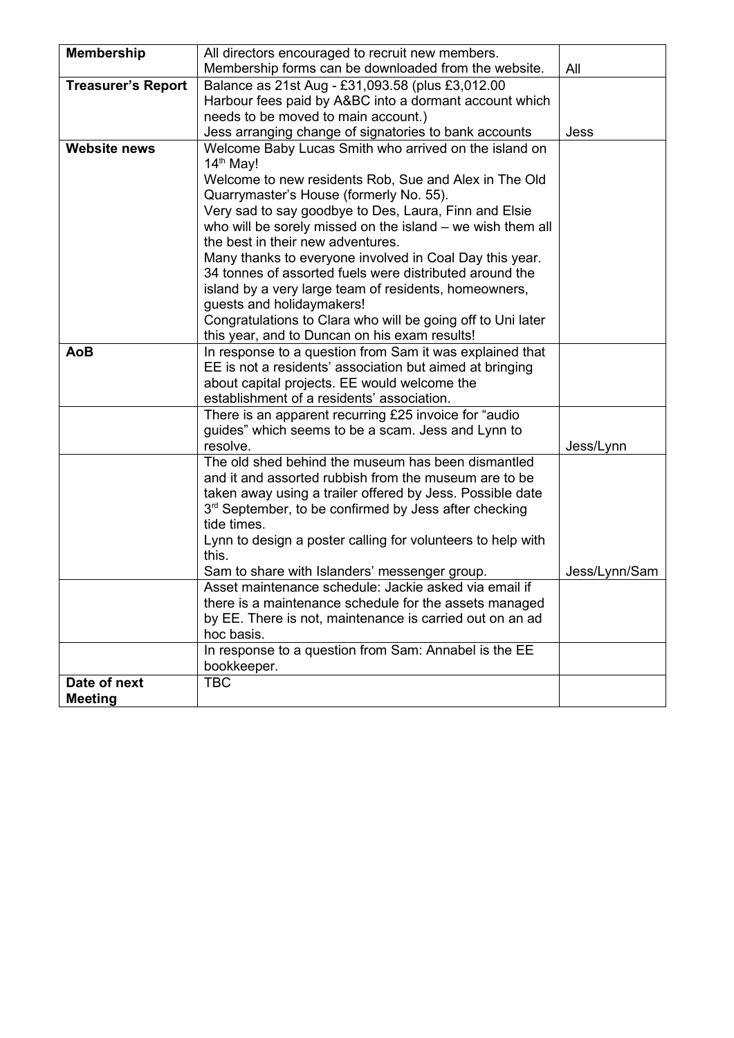| | | |
|---|---|---|
| **Membership** | All directors encouraged to recruit new members. Membership forms can be downloaded from the website. | All |
| **Treasurer's Report** | Balance as 21st Aug - £31,093.58 (plus £3,012.00 Harbour fees paid by A&BC into a dormant account which needs to be moved to main account.)<br>Jess arranging change of signatories to bank accounts | Jess |
| **Website news** | Welcome Baby Lucas Smith who arrived on the island on 14th May!<br>Welcome to new residents Rob, Sue and Alex in The Old Quarrymaster's House (formerly No. 55).<br>Very sad to say goodbye to Des, Laura, Finn and Elsie who will be sorely missed on the island – we wish them all the best in their new adventures.<br>Many thanks to everyone involved in Coal Day this year. 34 tonnes of assorted fuels were distributed around the island by a very large team of residents, homeowners, guests and holidaymakers!<br>Congratulations to Clara who will be going off to Uni later this year, and to Duncan on his exam results! | |
| **AoB** | In response to a question from Sam it was explained that EE is not a residents' association but aimed at bringing about capital projects. EE would welcome the establishment of a residents' association. | |
| | There is an apparent recurring £25 invoice for "audio guides" which seems to be a scam. Jess and Lynn to resolve. | Jess/Lynn |
| | The old shed behind the museum has been dismantled and it and assorted rubbish from the museum are to be taken away using a trailer offered by Jess. Possible date 3rd September, to be confirmed by Jess after checking tide times.<br>Lynn to design a poster calling for volunteers to help with this.<br>Sam to share with Islanders' messenger group. | Jess/Lynn/Sam |
| | Asset maintenance schedule: Jackie asked via email if there is a maintenance schedule for the assets managed by EE. There is not, maintenance is carried out on an ad hoc basis. | |
| | In response to a question from Sam: Annabel is the EE bookkeeper. | |
| **Date of next Meeting** | TBC | |